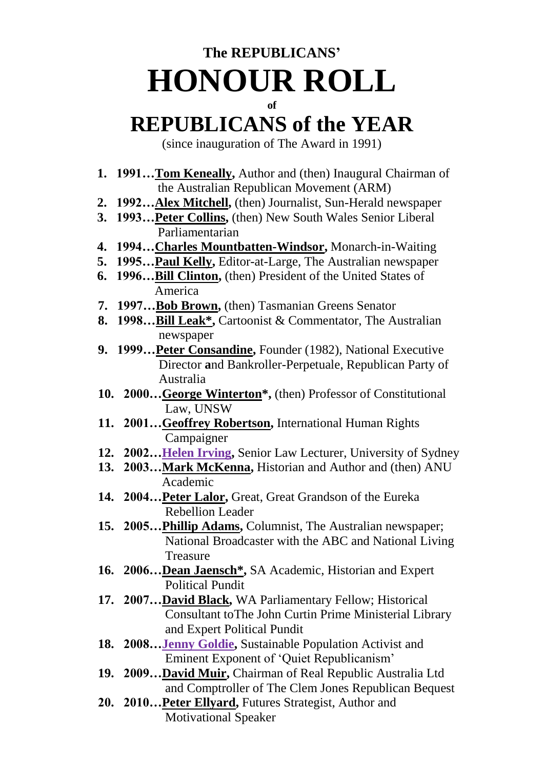**The REPUBLICANS'**

# HONOUR ROLL

**of**

# REPUBLICANS of the YEAR

(since inauguration of The Award in 1991)

1. **1991…Tom Keneally,** Author and (then) Inaugural Chairman of the Australian Republican Movement (ARM)
2. **1992…Alex Mitchell,** (then) Journalist, Sun-Herald newspaper
3. **1993…Peter Collins,** (then) New South Wales Senior Liberal Parliamentarian
4. **1994…Charles Mountbatten-Windsor,** Monarch-in-Waiting
5. **1995…Paul Kelly,** Editor-at-Large, The Australian newspaper
6. **1996…Bill Clinton,** (then) President of the United States of America
7. **1997…Bob Brown,** (then) Tasmanian Greens Senator
8. **1998…Bill Leak*,** Cartoonist & Commentator, The Australian newspaper
9. **1999…Peter Consandine,** Founder (1982), National Executive Director **a**nd Bankroller-Perpetuale, Republican Party of Australia
10. **2000…George Winterton*,** (then) Professor of Constitutional Law, UNSW
11. **2001…Geoffrey Robertson,** International Human Rights Campaigner
12. **2002…Helen Irving,** Senior Law Lecturer, University of Sydney
13. **2003…Mark McKenna,** Historian and Author and (then) ANU Academic
14. **2004…Peter Lalor,** Great, Great Grandson of the Eureka Rebellion Leader
15. **2005…Phillip Adams,** Columnist, The Australian newspaper; National Broadcaster with the ABC and National Living Treasure
16. **2006…Dean Jaensch*,** SA Academic, Historian and Expert Political Pundit
17. **2007…David Black,** WA Parliamentary Fellow; Historical Consultant toThe John Curtin Prime Ministerial Library and Expert Political Pundit
18. **2008…Jenny Goldie,** Sustainable Population Activist and Eminent Exponent of 'Quiet Republicanism'
19. **2009…David Muir,** Chairman of Real Republic Australia Ltd and Comptroller of The Clem Jones Republican Bequest
20. **2010…Peter Ellyard,** Futures Strategist, Author and Motivational Speaker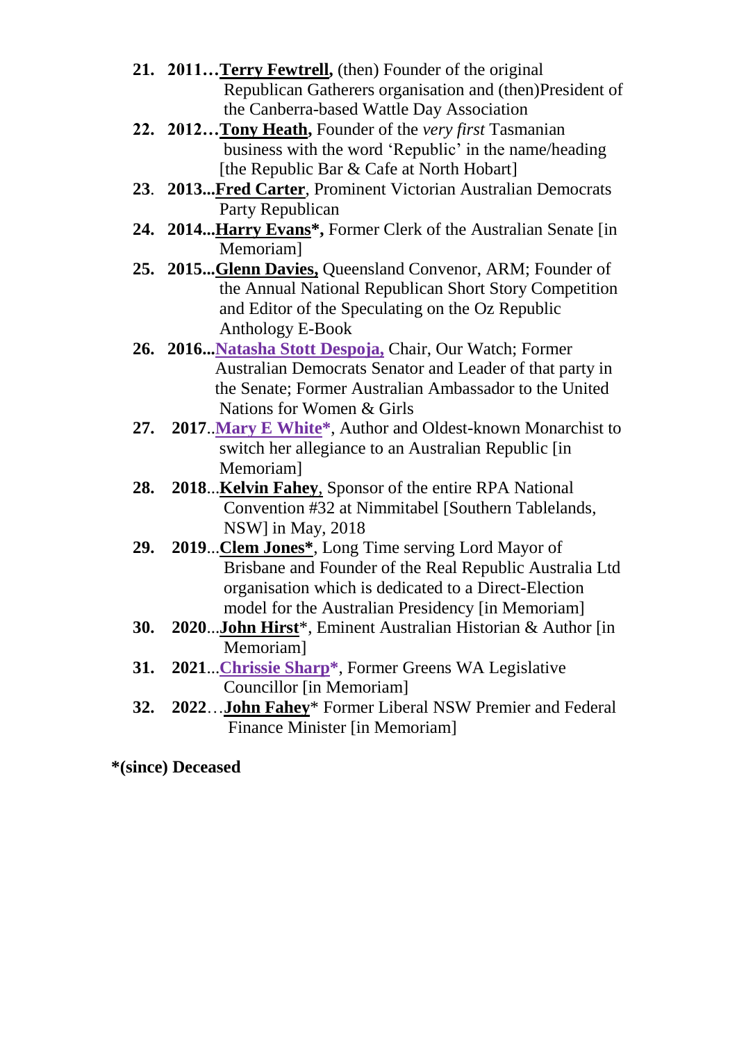21. **2011…Terry Fewtrell,** (then) Founder of the original Republican Gatherers organisation and (then)President of the Canberra-based Wattle Day Association
22. **2012…Tony Heath,** Founder of the *very first* Tasmanian business with the word 'Republic' in the name/heading [the Republic Bar & Cafe at North Hobart]
23. **2013...Fred Carter**, Prominent Victorian Australian Democrats Party Republican
24. **2014...Harry Evans*,** Former Clerk of the Australian Senate [in Memoriam]
25. **2015...Glenn Davies,** Queensland Convenor, ARM; Founder of the Annual National Republican Short Story Competition and Editor of the Speculating on the Oz Republic Anthology E-Book
26. **2016...Natasha Stott Despoja,** Chair, Our Watch; Former Australian Democrats Senator and Leader of that party in the Senate; Former Australian Ambassador to the United Nations for Women & Girls
27. **2017**..**Mary E White***, Author and Oldest-known Monarchist to switch her allegiance to an Australian Republic [in Memoriam]
28. **2018**...**Kelvin Fahey**, Sponsor of the entire RPA National Convention #32 at Nimmitabel [Southern Tablelands, NSW] in May, 2018
29. **2019**...**Clem Jones***, Long Time serving Lord Mayor of Brisbane and Founder of the Real Republic Australia Ltd organisation which is dedicated to a Direct-Election model for the Australian Presidency [in Memoriam]
30. **2020**...**John Hirst***, Eminent Australian Historian & Author [in Memoriam]
31. **2021**...**Chrissie Sharp***, Former Greens WA Legislative Councillor [in Memoriam]
32. **2022**…**John Fahey*** Former Liberal NSW Premier and Federal Finance Minister [in Memoriam]

***(since) Deceased**